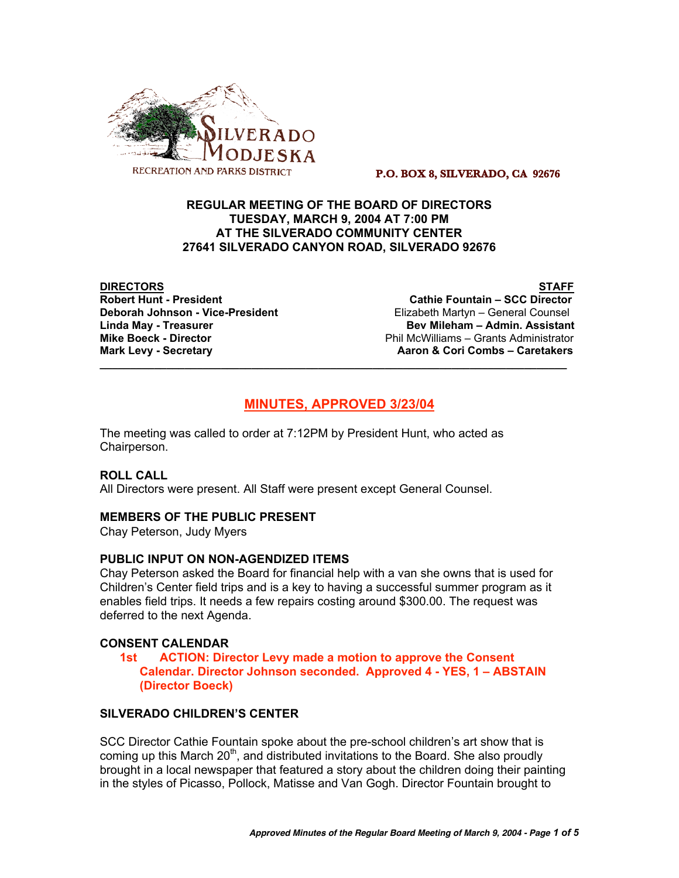SILVERADO MODJESKA RECREATION AND PARKS DISTRICT

P.O. BOX 8, SILVERADO, CA 92676

**REGULAR MEETING OF THE BOARD OF DIRECTORS**
**TUESDAY, MARCH 9, 2004 AT 7:00 PM**
**AT THE SILVERADO COMMUNITY CENTER**
**27641 SILVERADO CANYON ROAD, SILVERADO 92676**

| DIRECTORS | STAFF |
|---|---|
| **Robert Hunt - President** | **Cathie Fountain – SCC Director** |
| **Deborah Johnson - Vice-President** | Elizabeth Martyn – General Counsel |
| **Linda May - Treasurer** | **Bev Mileham – Admin. Assistant** |
| **Mike Boeck - Director** | Phil McWilliams – Grants Administrator |
| **Mark Levy - Secretary** | **Aaron & Cori Combs – Caretakers** |

---

## MINUTES, APPROVED 3/23/04

The meeting was called to order at 7:12PM by President Hunt, who acted as Chairperson.

### ROLL CALL

All Directors were present. All Staff were present except General Counsel.

### MEMBERS OF THE PUBLIC PRESENT

Chay Peterson, Judy Myers

### PUBLIC INPUT ON NON-AGENDIZED ITEMS

Chay Peterson asked the Board for financial help with a van she owns that is used for Children's Center field trips and is a key to having a successful summer program as it enables field trips. It needs a few repairs costing around $300.00. The request was deferred to the next Agenda.

### CONSENT CALENDAR

**1st ACTION: Director Levy made a motion to approve the Consent Calendar. Director Johnson seconded. Approved 4 - YES, 1 – ABSTAIN (Director Boeck)**

### SILVERADO CHILDREN'S CENTER

SCC Director Cathie Fountain spoke about the pre-school children's art show that is coming up this March 20th, and distributed invitations to the Board. She also proudly brought in a local newspaper that featured a story about the children doing their painting in the styles of Picasso, Pollock, Matisse and Van Gogh. Director Fountain brought to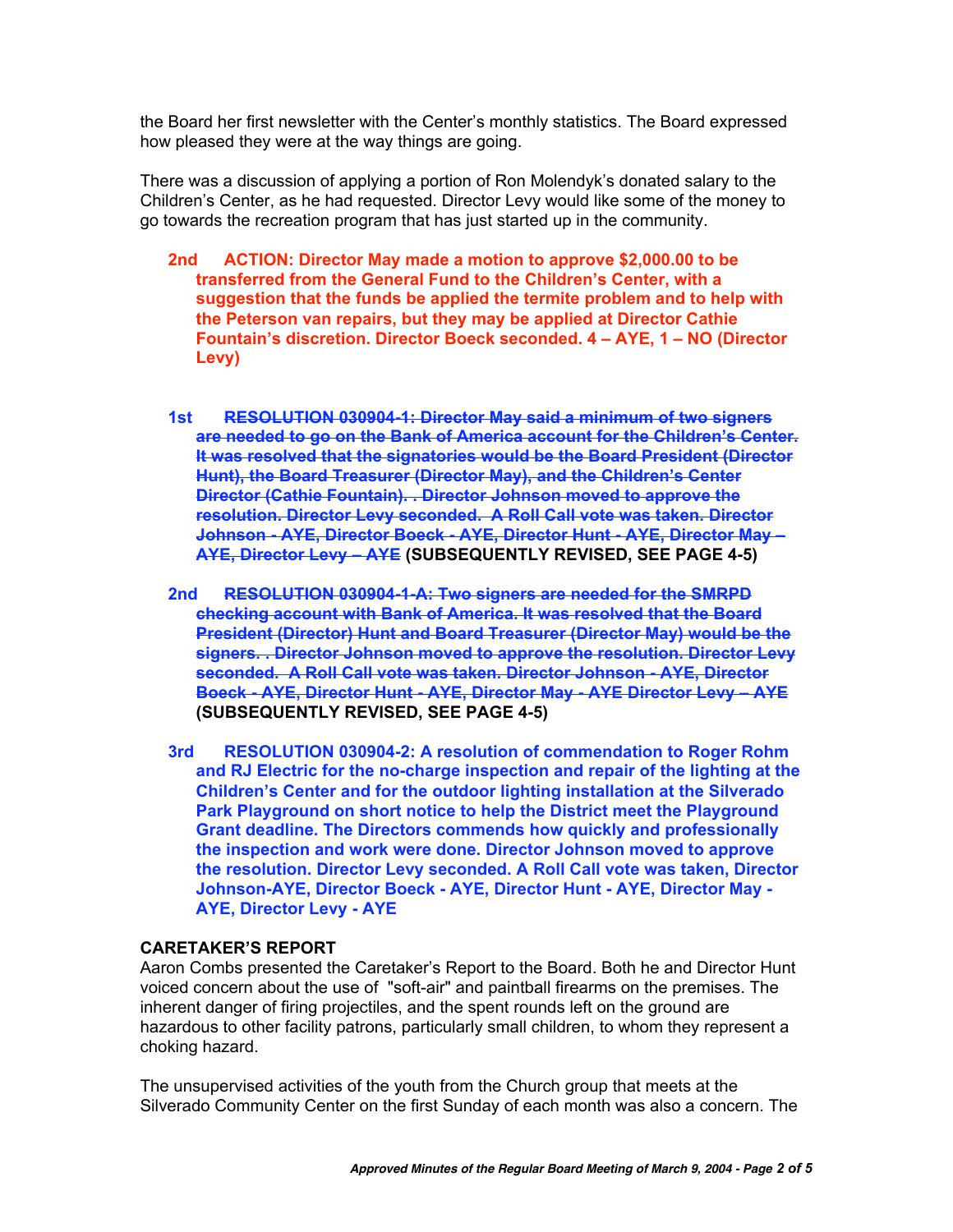the Board her first newsletter with the Center's monthly statistics. The Board expressed how pleased they were at the way things are going.

There was a discussion of applying a portion of Ron Molendyk's donated salary to the Children's Center, as he had requested. Director Levy would like some of the money to go towards the recreation program that has just started up in the community.

**2nd ACTION: Director May made a motion to approve $2,000.00 to be transferred from the General Fund to the Children's Center, with a suggestion that the funds be applied the termite problem and to help with the Peterson van repairs, but they may be applied at Director Cathie Fountain's discretion. Director Boeck seconded. 4 – AYE, 1 – NO (Director Levy)**

**1st ~~RESOLUTION 030904-1: Director May said a minimum of two signers are needed to go on the Bank of America account for the Children's Center. It was resolved that the signatories would be the Board President (Director Hunt), the Board Treasurer (Director May), and the Children's Center Director (Cathie Fountain). . Director Johnson moved to approve the resolution. Director Levy seconded. A Roll Call vote was taken. Director Johnson - AYE, Director Boeck - AYE, Director Hunt - AYE, Director May – AYE, Director Levy – AYE~~ (SUBSEQUENTLY REVISED, SEE PAGE 4-5)**

**2nd ~~RESOLUTION 030904-1-A: Two signers are needed for the SMRPD checking account with Bank of America. It was resolved that the Board President (Director) Hunt and Board Treasurer (Director May) would be the signers. . Director Johnson moved to approve the resolution. Director Levy seconded. A Roll Call vote was taken. Director Johnson - AYE, Director Boeck - AYE, Director Hunt - AYE, Director May - AYE Director Levy – AYE~~ (SUBSEQUENTLY REVISED, SEE PAGE 4-5)**

**3rd RESOLUTION 030904-2: A resolution of commendation to Roger Rohm and RJ Electric for the no-charge inspection and repair of the lighting at the Children's Center and for the outdoor lighting installation at the Silverado Park Playground on short notice to help the District meet the Playground Grant deadline. The Directors commends how quickly and professionally the inspection and work were done. Director Johnson moved to approve the resolution. Director Levy seconded. A Roll Call vote was taken, Director Johnson-AYE, Director Boeck - AYE, Director Hunt - AYE, Director May - AYE, Director Levy - AYE**

## CARETAKER'S REPORT

Aaron Combs presented the Caretaker's Report to the Board. Both he and Director Hunt voiced concern about the use of "soft-air" and paintball firearms on the premises. The inherent danger of firing projectiles, and the spent rounds left on the ground are hazardous to other facility patrons, particularly small children, to whom they represent a choking hazard.

The unsupervised activities of the youth from the Church group that meets at the Silverado Community Center on the first Sunday of each month was also a concern. The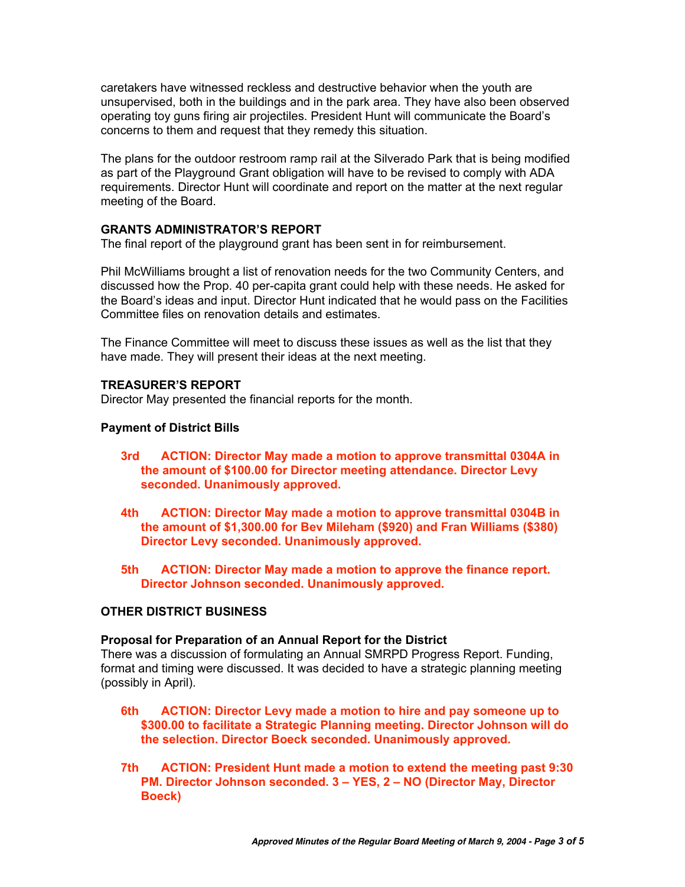caretakers have witnessed reckless and destructive behavior when the youth are unsupervised, both in the buildings and in the park area. They have also been observed operating toy guns firing air projectiles. President Hunt will communicate the Board's concerns to them and request that they remedy this situation.

The plans for the outdoor restroom ramp rail at the Silverado Park that is being modified as part of the Playground Grant obligation will have to be revised to comply with ADA requirements. Director Hunt will coordinate and report on the matter at the next regular meeting of the Board.

### GRANTS ADMINISTRATOR'S REPORT

The final report of the playground grant has been sent in for reimbursement.

Phil McWilliams brought a list of renovation needs for the two Community Centers, and discussed how the Prop. 40 per-capita grant could help with these needs. He asked for the Board's ideas and input. Director Hunt indicated that he would pass on the Facilities Committee files on renovation details and estimates.

The Finance Committee will meet to discuss these issues as well as the list that they have made. They will present their ideas at the next meeting.

### TREASURER'S REPORT

Director May presented the financial reports for the month.

#### Payment of District Bills

**3rd ACTION: Director May made a motion to approve transmittal 0304A in the amount of $100.00 for Director meeting attendance. Director Levy seconded. Unanimously approved.**

**4th ACTION: Director May made a motion to approve transmittal 0304B in the amount of $1,300.00 for Bev Mileham ($920) and Fran Williams ($380) Director Levy seconded. Unanimously approved.**

**5th ACTION: Director May made a motion to approve the finance report. Director Johnson seconded. Unanimously approved.**

### OTHER DISTRICT BUSINESS

#### Proposal for Preparation of an Annual Report for the District

There was a discussion of formulating an Annual SMRPD Progress Report. Funding, format and timing were discussed. It was decided to have a strategic planning meeting (possibly in April).

**6th ACTION: Director Levy made a motion to hire and pay someone up to $300.00 to facilitate a Strategic Planning meeting. Director Johnson will do the selection. Director Boeck seconded. Unanimously approved.**

**7th ACTION: President Hunt made a motion to extend the meeting past 9:30 PM. Director Johnson seconded. 3 – YES, 2 – NO (Director May, Director Boeck)**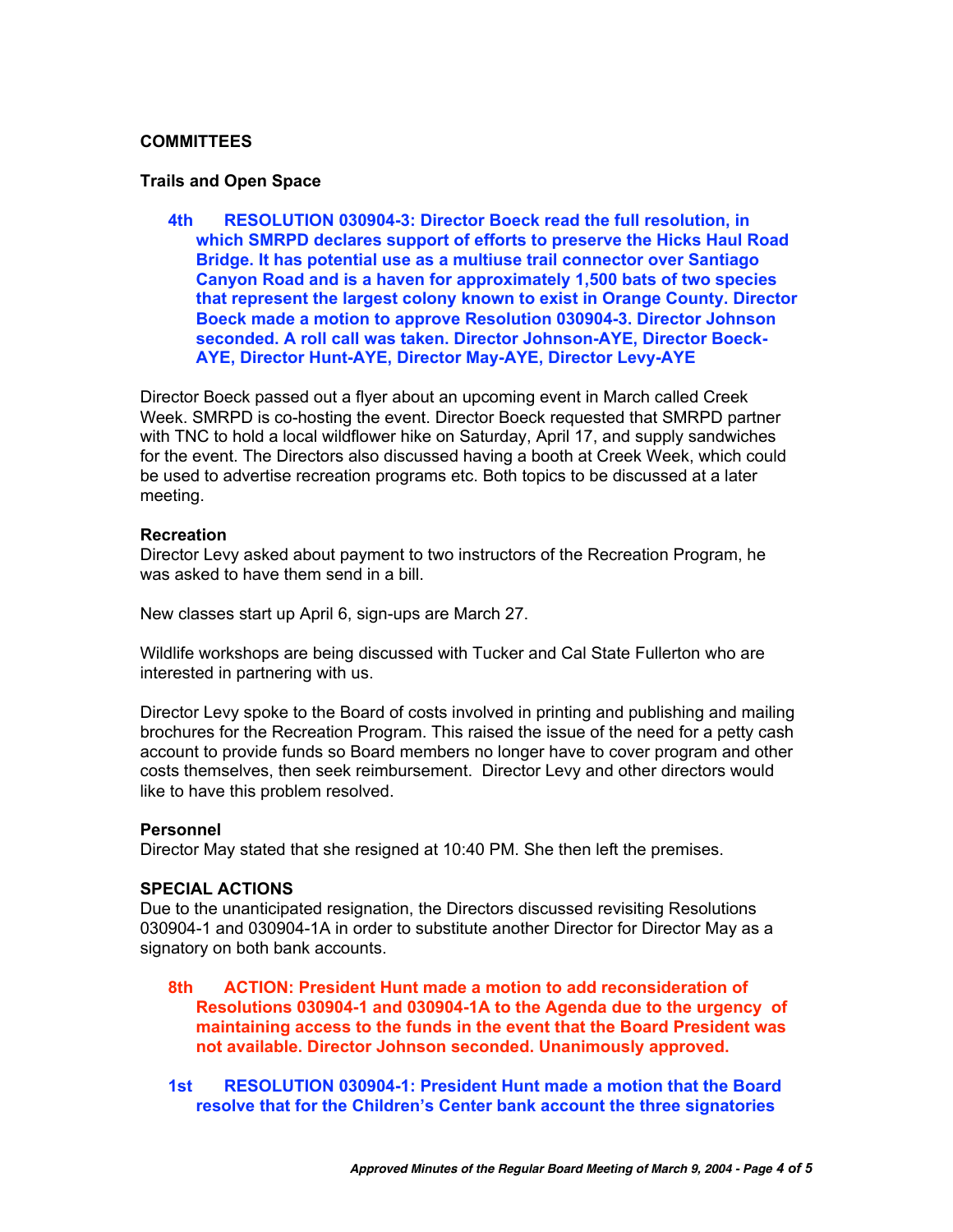**COMMITTEES**

**Trails and Open Space**

**4th RESOLUTION 030904-3: Director Boeck read the full resolution, in which SMRPD declares support of efforts to preserve the Hicks Haul Road Bridge. It has potential use as a multiuse trail connector over Santiago Canyon Road and is a haven for approximately 1,500 bats of two species that represent the largest colony known to exist in Orange County. Director Boeck made a motion to approve Resolution 030904-3. Director Johnson seconded. A roll call was taken. Director Johnson-AYE, Director Boeck-AYE, Director Hunt-AYE, Director May-AYE, Director Levy-AYE**

Director Boeck passed out a flyer about an upcoming event in March called Creek Week. SMRPD is co-hosting the event. Director Boeck requested that SMRPD partner with TNC to hold a local wildflower hike on Saturday, April 17, and supply sandwiches for the event. The Directors also discussed having a booth at Creek Week, which could be used to advertise recreation programs etc. Both topics to be discussed at a later meeting.

**Recreation**

Director Levy asked about payment to two instructors of the Recreation Program, he was asked to have them send in a bill.

New classes start up April 6, sign-ups are March 27.

Wildlife workshops are being discussed with Tucker and Cal State Fullerton who are interested in partnering with us.

Director Levy spoke to the Board of costs involved in printing and publishing and mailing brochures for the Recreation Program. This raised the issue of the need for a petty cash account to provide funds so Board members no longer have to cover program and other costs themselves, then seek reimbursement. Director Levy and other directors would like to have this problem resolved.

**Personnel**

Director May stated that she resigned at 10:40 PM. She then left the premises.

**SPECIAL ACTIONS**

Due to the unanticipated resignation, the Directors discussed revisiting Resolutions 030904-1 and 030904-1A in order to substitute another Director for Director May as a signatory on both bank accounts.

**8th ACTION: President Hunt made a motion to add reconsideration of Resolutions 030904-1 and 030904-1A to the Agenda due to the urgency of maintaining access to the funds in the event that the Board President was not available. Director Johnson seconded. Unanimously approved.**

**1st RESOLUTION 030904-1: President Hunt made a motion that the Board resolve that for the Children's Center bank account the three signatories**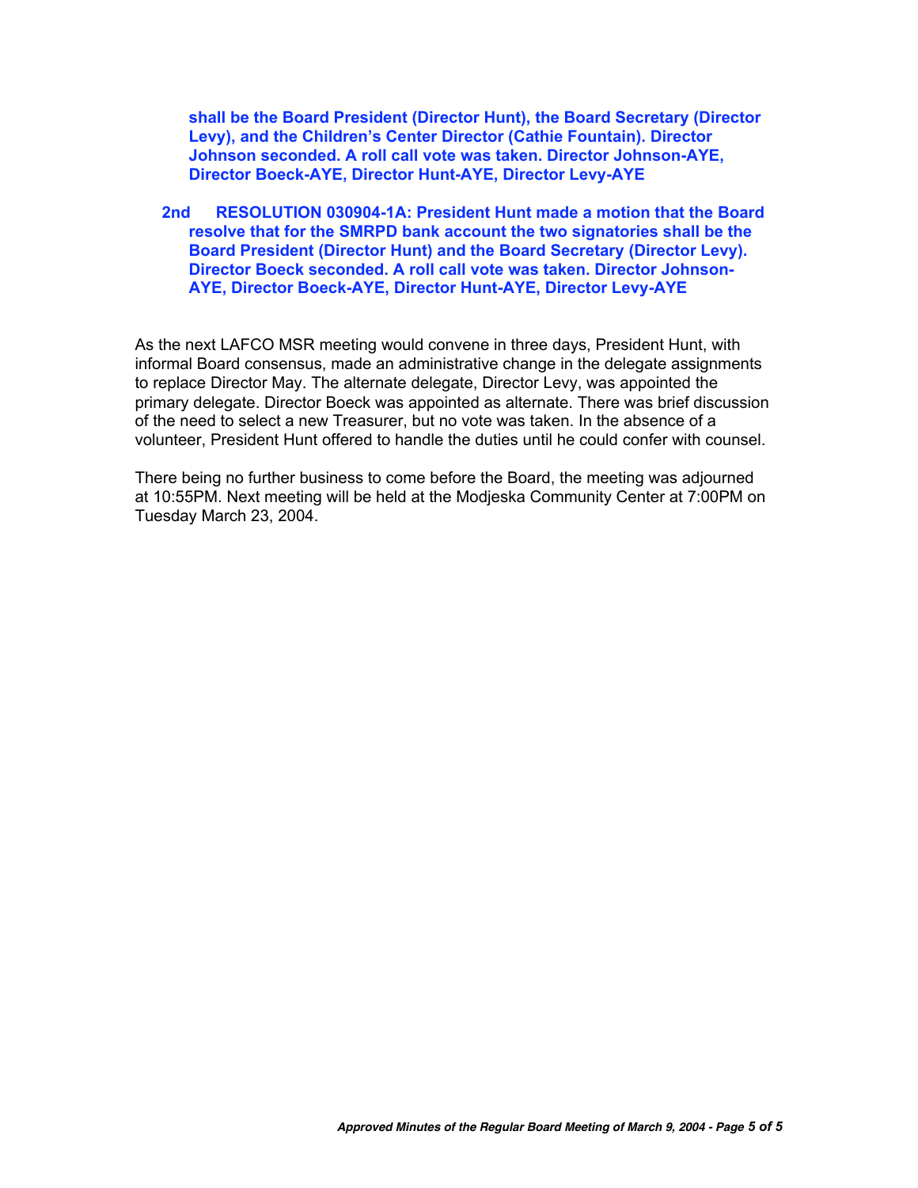**shall be the Board President (Director Hunt), the Board Secretary (Director Levy), and the Children's Center Director (Cathie Fountain). Director Johnson seconded. A roll call vote was taken. Director Johnson-AYE, Director Boeck-AYE, Director Hunt-AYE, Director Levy-AYE**

**2nd RESOLUTION 030904-1A: President Hunt made a motion that the Board resolve that for the SMRPD bank account the two signatories shall be the Board President (Director Hunt) and the Board Secretary (Director Levy). Director Boeck seconded. A roll call vote was taken. Director Johnson-AYE, Director Boeck-AYE, Director Hunt-AYE, Director Levy-AYE**

As the next LAFCO MSR meeting would convene in three days, President Hunt, with informal Board consensus, made an administrative change in the delegate assignments to replace Director May. The alternate delegate, Director Levy, was appointed the primary delegate. Director Boeck was appointed as alternate. There was brief discussion of the need to select a new Treasurer, but no vote was taken. In the absence of a volunteer, President Hunt offered to handle the duties until he could confer with counsel.

There being no further business to come before the Board, the meeting was adjourned at 10:55PM. Next meeting will be held at the Modjeska Community Center at 7:00PM on Tuesday March 23, 2004.